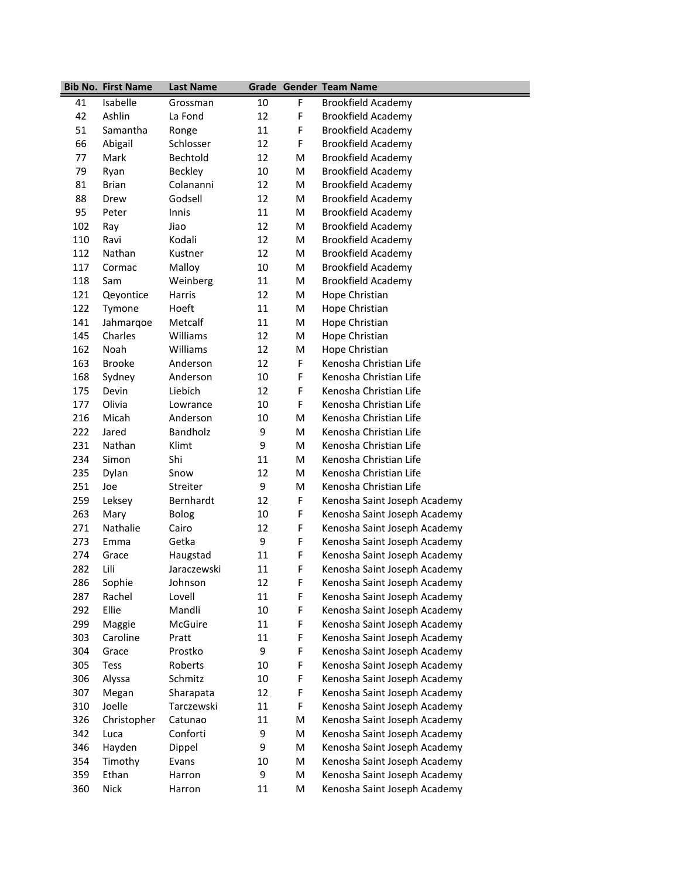| Bib No. | First Name | Last Name | Grade | Gender | Team Name |
|---|---|---|---|---|---|
| 41 | Isabelle | Grossman | 10 | F | Brookfield Academy |
| 42 | Ashlin | La Fond | 12 | F | Brookfield Academy |
| 51 | Samantha | Ronge | 11 | F | Brookfield Academy |
| 66 | Abigail | Schlosser | 12 | F | Brookfield Academy |
| 77 | Mark | Bechtold | 12 | M | Brookfield Academy |
| 79 | Ryan | Beckley | 10 | M | Brookfield Academy |
| 81 | Brian | Colananni | 12 | M | Brookfield Academy |
| 88 | Drew | Godsell | 12 | M | Brookfield Academy |
| 95 | Peter | Innis | 11 | M | Brookfield Academy |
| 102 | Ray | Jiao | 12 | M | Brookfield Academy |
| 110 | Ravi | Kodali | 12 | M | Brookfield Academy |
| 112 | Nathan | Kustner | 12 | M | Brookfield Academy |
| 117 | Cormac | Malloy | 10 | M | Brookfield Academy |
| 118 | Sam | Weinberg | 11 | M | Brookfield Academy |
| 121 | Qeyontice | Harris | 12 | M | Hope Christian |
| 122 | Tymone | Hoeft | 11 | M | Hope Christian |
| 141 | Jahmarqoe | Metcalf | 11 | M | Hope Christian |
| 145 | Charles | Williams | 12 | M | Hope Christian |
| 162 | Noah | Williams | 12 | M | Hope Christian |
| 163 | Brooke | Anderson | 12 | F | Kenosha Christian Life |
| 168 | Sydney | Anderson | 10 | F | Kenosha Christian Life |
| 175 | Devin | Liebich | 12 | F | Kenosha Christian Life |
| 177 | Olivia | Lowrance | 10 | F | Kenosha Christian Life |
| 216 | Micah | Anderson | 10 | M | Kenosha Christian Life |
| 222 | Jared | Bandholz | 9 | M | Kenosha Christian Life |
| 231 | Nathan | Klimt | 9 | M | Kenosha Christian Life |
| 234 | Simon | Shi | 11 | M | Kenosha Christian Life |
| 235 | Dylan | Snow | 12 | M | Kenosha Christian Life |
| 251 | Joe | Streiter | 9 | M | Kenosha Christian Life |
| 259 | Leksey | Bernhardt | 12 | F | Kenosha Saint Joseph Academy |
| 263 | Mary | Bolog | 10 | F | Kenosha Saint Joseph Academy |
| 271 | Nathalie | Cairo | 12 | F | Kenosha Saint Joseph Academy |
| 273 | Emma | Getka | 9 | F | Kenosha Saint Joseph Academy |
| 274 | Grace | Haugstad | 11 | F | Kenosha Saint Joseph Academy |
| 282 | Lili | Jaraczewski | 11 | F | Kenosha Saint Joseph Academy |
| 286 | Sophie | Johnson | 12 | F | Kenosha Saint Joseph Academy |
| 287 | Rachel | Lovell | 11 | F | Kenosha Saint Joseph Academy |
| 292 | Ellie | Mandli | 10 | F | Kenosha Saint Joseph Academy |
| 299 | Maggie | McGuire | 11 | F | Kenosha Saint Joseph Academy |
| 303 | Caroline | Pratt | 11 | F | Kenosha Saint Joseph Academy |
| 304 | Grace | Prostko | 9 | F | Kenosha Saint Joseph Academy |
| 305 | Tess | Roberts | 10 | F | Kenosha Saint Joseph Academy |
| 306 | Alyssa | Schmitz | 10 | F | Kenosha Saint Joseph Academy |
| 307 | Megan | Sharapata | 12 | F | Kenosha Saint Joseph Academy |
| 310 | Joelle | Tarczewski | 11 | F | Kenosha Saint Joseph Academy |
| 326 | Christopher | Catunao | 11 | M | Kenosha Saint Joseph Academy |
| 342 | Luca | Conforti | 9 | M | Kenosha Saint Joseph Academy |
| 346 | Hayden | Dippel | 9 | M | Kenosha Saint Joseph Academy |
| 354 | Timothy | Evans | 10 | M | Kenosha Saint Joseph Academy |
| 359 | Ethan | Harron | 9 | M | Kenosha Saint Joseph Academy |
| 360 | Nick | Harron | 11 | M | Kenosha Saint Joseph Academy |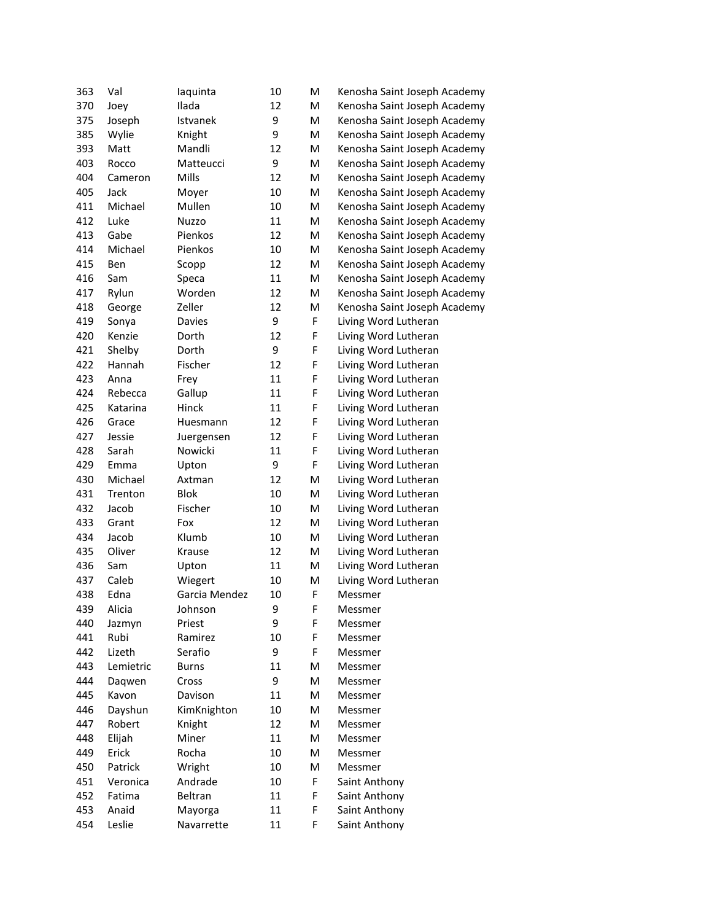| | | | | | |
|---|---|---|---|---|---|
| 363 | Val | Iaquinta | 10 | M | Kenosha Saint Joseph Academy |
| 370 | Joey | Ilada | 12 | M | Kenosha Saint Joseph Academy |
| 375 | Joseph | Istvanek | 9 | M | Kenosha Saint Joseph Academy |
| 385 | Wylie | Knight | 9 | M | Kenosha Saint Joseph Academy |
| 393 | Matt | Mandli | 12 | M | Kenosha Saint Joseph Academy |
| 403 | Rocco | Matteucci | 9 | M | Kenosha Saint Joseph Academy |
| 404 | Cameron | Mills | 12 | M | Kenosha Saint Joseph Academy |
| 405 | Jack | Moyer | 10 | M | Kenosha Saint Joseph Academy |
| 411 | Michael | Mullen | 10 | M | Kenosha Saint Joseph Academy |
| 412 | Luke | Nuzzo | 11 | M | Kenosha Saint Joseph Academy |
| 413 | Gabe | Pienkos | 12 | M | Kenosha Saint Joseph Academy |
| 414 | Michael | Pienkos | 10 | M | Kenosha Saint Joseph Academy |
| 415 | Ben | Scopp | 12 | M | Kenosha Saint Joseph Academy |
| 416 | Sam | Speca | 11 | M | Kenosha Saint Joseph Academy |
| 417 | Rylun | Worden | 12 | M | Kenosha Saint Joseph Academy |
| 418 | George | Zeller | 12 | M | Kenosha Saint Joseph Academy |
| 419 | Sonya | Davies | 9 | F | Living Word Lutheran |
| 420 | Kenzie | Dorth | 12 | F | Living Word Lutheran |
| 421 | Shelby | Dorth | 9 | F | Living Word Lutheran |
| 422 | Hannah | Fischer | 12 | F | Living Word Lutheran |
| 423 | Anna | Frey | 11 | F | Living Word Lutheran |
| 424 | Rebecca | Gallup | 11 | F | Living Word Lutheran |
| 425 | Katarina | Hinck | 11 | F | Living Word Lutheran |
| 426 | Grace | Huesmann | 12 | F | Living Word Lutheran |
| 427 | Jessie | Juergensen | 12 | F | Living Word Lutheran |
| 428 | Sarah | Nowicki | 11 | F | Living Word Lutheran |
| 429 | Emma | Upton | 9 | F | Living Word Lutheran |
| 430 | Michael | Axtman | 12 | M | Living Word Lutheran |
| 431 | Trenton | Blok | 10 | M | Living Word Lutheran |
| 432 | Jacob | Fischer | 10 | M | Living Word Lutheran |
| 433 | Grant | Fox | 12 | M | Living Word Lutheran |
| 434 | Jacob | Klumb | 10 | M | Living Word Lutheran |
| 435 | Oliver | Krause | 12 | M | Living Word Lutheran |
| 436 | Sam | Upton | 11 | M | Living Word Lutheran |
| 437 | Caleb | Wiegert | 10 | M | Living Word Lutheran |
| 438 | Edna | Garcia Mendez | 10 | F | Messmer |
| 439 | Alicia | Johnson | 9 | F | Messmer |
| 440 | Jazmyn | Priest | 9 | F | Messmer |
| 441 | Rubi | Ramirez | 10 | F | Messmer |
| 442 | Lizeth | Serafio | 9 | F | Messmer |
| 443 | Lemietric | Burns | 11 | M | Messmer |
| 444 | Daqwen | Cross | 9 | M | Messmer |
| 445 | Kavon | Davison | 11 | M | Messmer |
| 446 | Dayshun | KimKnighton | 10 | M | Messmer |
| 447 | Robert | Knight | 12 | M | Messmer |
| 448 | Elijah | Miner | 11 | M | Messmer |
| 449 | Erick | Rocha | 10 | M | Messmer |
| 450 | Patrick | Wright | 10 | M | Messmer |
| 451 | Veronica | Andrade | 10 | F | Saint Anthony |
| 452 | Fatima | Beltran | 11 | F | Saint Anthony |
| 453 | Anaid | Mayorga | 11 | F | Saint Anthony |
| 454 | Leslie | Navarrette | 11 | F | Saint Anthony |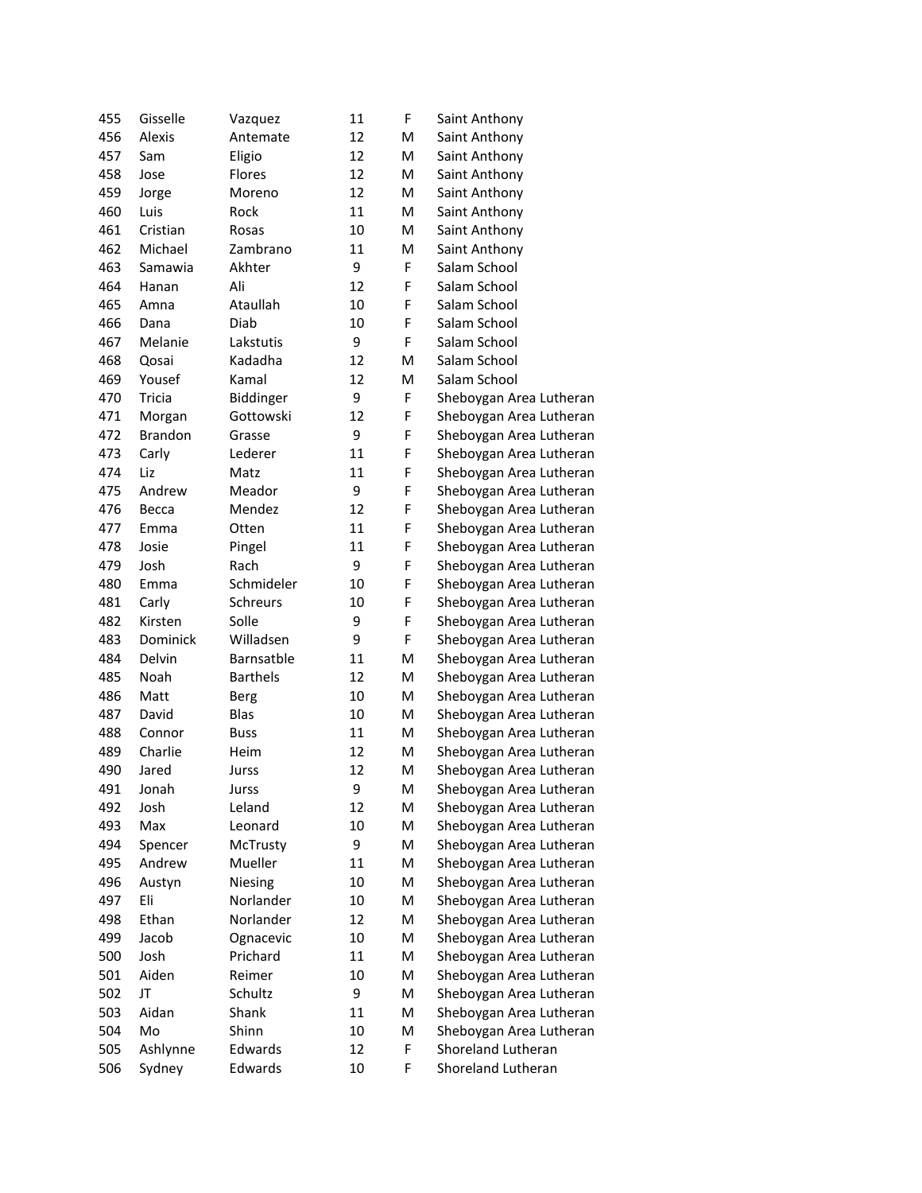| 455 | Gisselle | Vazquez | 11 | F | Saint Anthony |
|---|---|---|---|---|---|
| 456 | Alexis | Antemate | 12 | M | Saint Anthony |
| 457 | Sam | Eligio | 12 | M | Saint Anthony |
| 458 | Jose | Flores | 12 | M | Saint Anthony |
| 459 | Jorge | Moreno | 12 | M | Saint Anthony |
| 460 | Luis | Rock | 11 | M | Saint Anthony |
| 461 | Cristian | Rosas | 10 | M | Saint Anthony |
| 462 | Michael | Zambrano | 11 | M | Saint Anthony |
| 463 | Samawia | Akhter | 9 | F | Salam School |
| 464 | Hanan | Ali | 12 | F | Salam School |
| 465 | Amna | Ataullah | 10 | F | Salam School |
| 466 | Dana | Diab | 10 | F | Salam School |
| 467 | Melanie | Lakstutis | 9 | F | Salam School |
| 468 | Qosai | Kadadha | 12 | M | Salam School |
| 469 | Yousef | Kamal | 12 | M | Salam School |
| 470 | Tricia | Biddinger | 9 | F | Sheboygan Area Lutheran |
| 471 | Morgan | Gottowski | 12 | F | Sheboygan Area Lutheran |
| 472 | Brandon | Grasse | 9 | F | Sheboygan Area Lutheran |
| 473 | Carly | Lederer | 11 | F | Sheboygan Area Lutheran |
| 474 | Liz | Matz | 11 | F | Sheboygan Area Lutheran |
| 475 | Andrew | Meador | 9 | F | Sheboygan Area Lutheran |
| 476 | Becca | Mendez | 12 | F | Sheboygan Area Lutheran |
| 477 | Emma | Otten | 11 | F | Sheboygan Area Lutheran |
| 478 | Josie | Pingel | 11 | F | Sheboygan Area Lutheran |
| 479 | Josh | Rach | 9 | F | Sheboygan Area Lutheran |
| 480 | Emma | Schmideler | 10 | F | Sheboygan Area Lutheran |
| 481 | Carly | Schreurs | 10 | F | Sheboygan Area Lutheran |
| 482 | Kirsten | Solle | 9 | F | Sheboygan Area Lutheran |
| 483 | Dominick | Willadsen | 9 | F | Sheboygan Area Lutheran |
| 484 | Delvin | Barnsatble | 11 | M | Sheboygan Area Lutheran |
| 485 | Noah | Barthels | 12 | M | Sheboygan Area Lutheran |
| 486 | Matt | Berg | 10 | M | Sheboygan Area Lutheran |
| 487 | David | Blas | 10 | M | Sheboygan Area Lutheran |
| 488 | Connor | Buss | 11 | M | Sheboygan Area Lutheran |
| 489 | Charlie | Heim | 12 | M | Sheboygan Area Lutheran |
| 490 | Jared | Jurss | 12 | M | Sheboygan Area Lutheran |
| 491 | Jonah | Jurss | 9 | M | Sheboygan Area Lutheran |
| 492 | Josh | Leland | 12 | M | Sheboygan Area Lutheran |
| 493 | Max | Leonard | 10 | M | Sheboygan Area Lutheran |
| 494 | Spencer | McTrusty | 9 | M | Sheboygan Area Lutheran |
| 495 | Andrew | Mueller | 11 | M | Sheboygan Area Lutheran |
| 496 | Austyn | Niesing | 10 | M | Sheboygan Area Lutheran |
| 497 | Eli | Norlander | 10 | M | Sheboygan Area Lutheran |
| 498 | Ethan | Norlander | 12 | M | Sheboygan Area Lutheran |
| 499 | Jacob | Ognacevic | 10 | M | Sheboygan Area Lutheran |
| 500 | Josh | Prichard | 11 | M | Sheboygan Area Lutheran |
| 501 | Aiden | Reimer | 10 | M | Sheboygan Area Lutheran |
| 502 | JT | Schultz | 9 | M | Sheboygan Area Lutheran |
| 503 | Aidan | Shank | 11 | M | Sheboygan Area Lutheran |
| 504 | Mo | Shinn | 10 | M | Sheboygan Area Lutheran |
| 505 | Ashlynne | Edwards | 12 | F | Shoreland Lutheran |
| 506 | Sydney | Edwards | 10 | F | Shoreland Lutheran |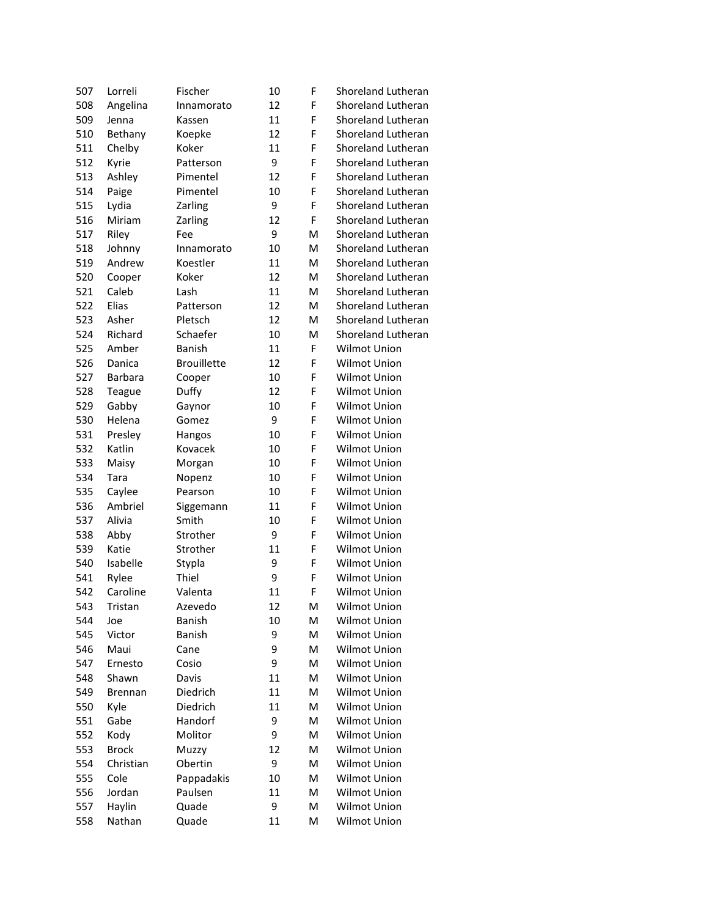| | | | | | |
|---|---|---|---|---|---|
| 507 | Lorreli | Fischer | 10 | F | Shoreland Lutheran |
| 508 | Angelina | Innamorato | 12 | F | Shoreland Lutheran |
| 509 | Jenna | Kassen | 11 | F | Shoreland Lutheran |
| 510 | Bethany | Koepke | 12 | F | Shoreland Lutheran |
| 511 | Chelby | Koker | 11 | F | Shoreland Lutheran |
| 512 | Kyrie | Patterson | 9 | F | Shoreland Lutheran |
| 513 | Ashley | Pimentel | 12 | F | Shoreland Lutheran |
| 514 | Paige | Pimentel | 10 | F | Shoreland Lutheran |
| 515 | Lydia | Zarling | 9 | F | Shoreland Lutheran |
| 516 | Miriam | Zarling | 12 | F | Shoreland Lutheran |
| 517 | Riley | Fee | 9 | M | Shoreland Lutheran |
| 518 | Johnny | Innamorato | 10 | M | Shoreland Lutheran |
| 519 | Andrew | Koestler | 11 | M | Shoreland Lutheran |
| 520 | Cooper | Koker | 12 | M | Shoreland Lutheran |
| 521 | Caleb | Lash | 11 | M | Shoreland Lutheran |
| 522 | Elias | Patterson | 12 | M | Shoreland Lutheran |
| 523 | Asher | Pletsch | 12 | M | Shoreland Lutheran |
| 524 | Richard | Schaefer | 10 | M | Shoreland Lutheran |
| 525 | Amber | Banish | 11 | F | Wilmot Union |
| 526 | Danica | Brouillette | 12 | F | Wilmot Union |
| 527 | Barbara | Cooper | 10 | F | Wilmot Union |
| 528 | Teague | Duffy | 12 | F | Wilmot Union |
| 529 | Gabby | Gaynor | 10 | F | Wilmot Union |
| 530 | Helena | Gomez | 9 | F | Wilmot Union |
| 531 | Presley | Hangos | 10 | F | Wilmot Union |
| 532 | Katlin | Kovacek | 10 | F | Wilmot Union |
| 533 | Maisy | Morgan | 10 | F | Wilmot Union |
| 534 | Tara | Nopenz | 10 | F | Wilmot Union |
| 535 | Caylee | Pearson | 10 | F | Wilmot Union |
| 536 | Ambriel | Siggemann | 11 | F | Wilmot Union |
| 537 | Alivia | Smith | 10 | F | Wilmot Union |
| 538 | Abby | Strother | 9 | F | Wilmot Union |
| 539 | Katie | Strother | 11 | F | Wilmot Union |
| 540 | Isabelle | Stypla | 9 | F | Wilmot Union |
| 541 | Rylee | Thiel | 9 | F | Wilmot Union |
| 542 | Caroline | Valenta | 11 | F | Wilmot Union |
| 543 | Tristan | Azevedo | 12 | M | Wilmot Union |
| 544 | Joe | Banish | 10 | M | Wilmot Union |
| 545 | Victor | Banish | 9 | M | Wilmot Union |
| 546 | Maui | Cane | 9 | M | Wilmot Union |
| 547 | Ernesto | Cosio | 9 | M | Wilmot Union |
| 548 | Shawn | Davis | 11 | M | Wilmot Union |
| 549 | Brennan | Diedrich | 11 | M | Wilmot Union |
| 550 | Kyle | Diedrich | 11 | M | Wilmot Union |
| 551 | Gabe | Handorf | 9 | M | Wilmot Union |
| 552 | Kody | Molitor | 9 | M | Wilmot Union |
| 553 | Brock | Muzzy | 12 | M | Wilmot Union |
| 554 | Christian | Obertin | 9 | M | Wilmot Union |
| 555 | Cole | Pappadakis | 10 | M | Wilmot Union |
| 556 | Jordan | Paulsen | 11 | M | Wilmot Union |
| 557 | Haylin | Quade | 9 | M | Wilmot Union |
| 558 | Nathan | Quade | 11 | M | Wilmot Union |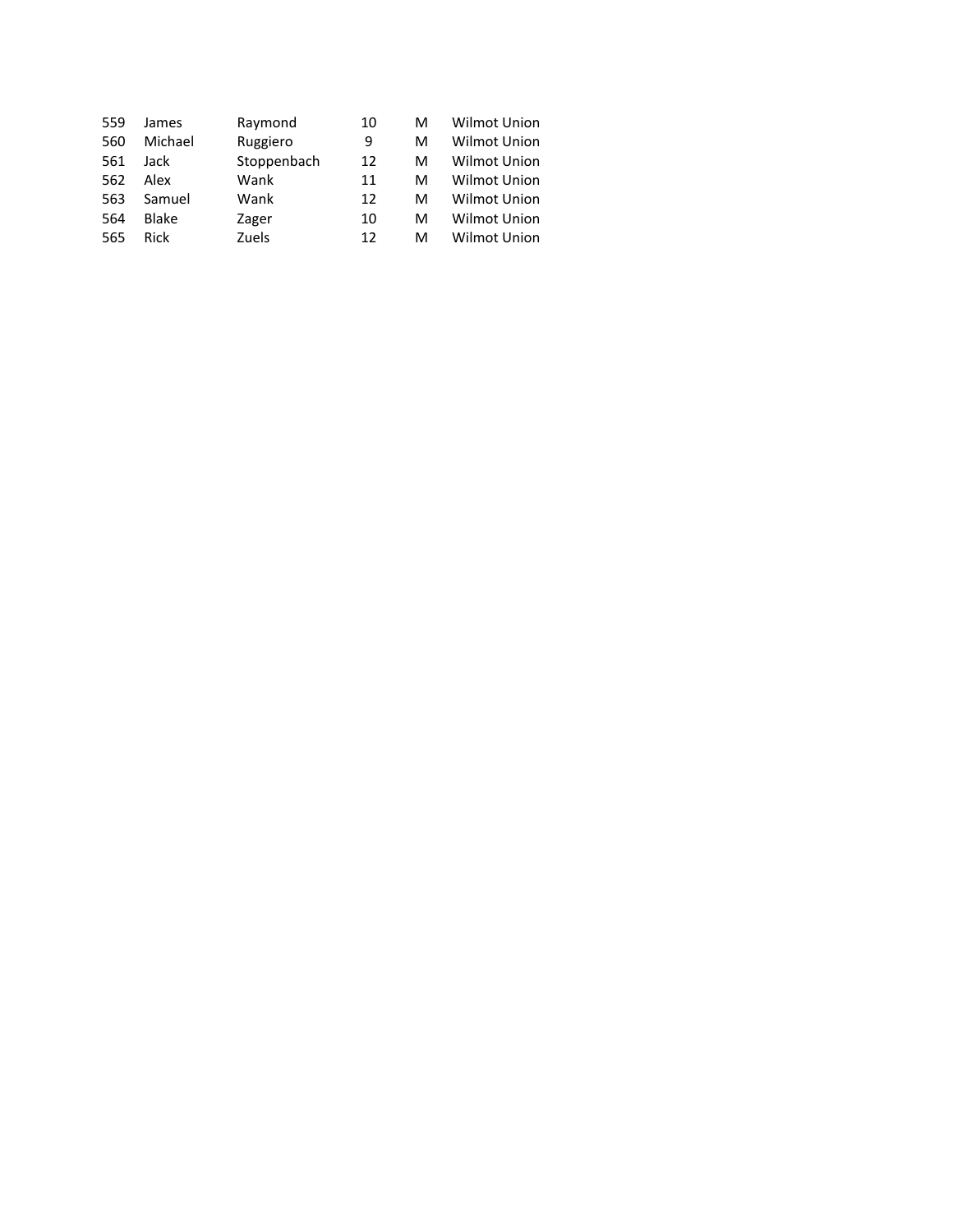| | | | | | |
|---|---|---|---|---|---|
| 559 | James | Raymond | 10 | M | Wilmot Union |
| 560 | Michael | Ruggiero | 9 | M | Wilmot Union |
| 561 | Jack | Stoppenbach | 12 | M | Wilmot Union |
| 562 | Alex | Wank | 11 | M | Wilmot Union |
| 563 | Samuel | Wank | 12 | M | Wilmot Union |
| 564 | Blake | Zager | 10 | M | Wilmot Union |
| 565 | Rick | Zuels | 12 | M | Wilmot Union |